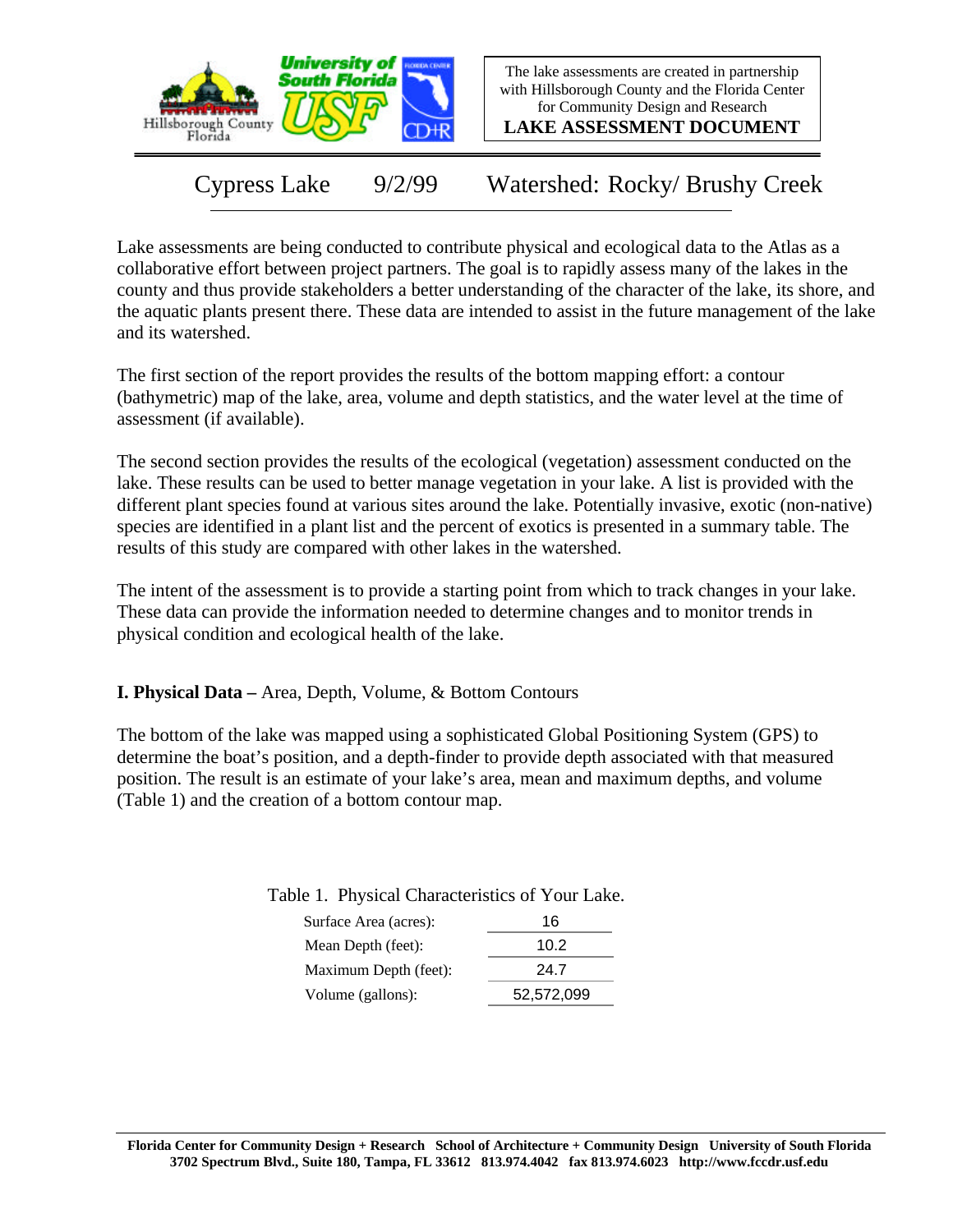The lake assessments are created in partnership with Hillsborough County and the Florida Center for Community Design and Research

**LAKE ASSESSMENT DOCUMENT**

# Cypress Lake 9/2/99 Watershed: Rocky/ Brushy Creek

Lake assessments are being conducted to contribute physical and ecological data to the Atlas as a collaborative effort between project partners. The goal is to rapidly assess many of the lakes in the county and thus provide stakeholders a better understanding of the character of the lake, its shore, and the aquatic plants present there. These data are intended to assist in the future management of the lake and its watershed.

The first section of the report provides the results of the bottom mapping effort: a contour (bathymetric) map of the lake, area, volume and depth statistics, and the water level at the time of assessment (if available).

The second section provides the results of the ecological (vegetation) assessment conducted on the lake. These results can be used to better manage vegetation in your lake. A list is provided with the different plant species found at various sites around the lake. Potentially invasive, exotic (non-native) species are identified in a plant list and the percent of exotics is presented in a summary table. The results of this study are compared with other lakes in the watershed.

The intent of the assessment is to provide a starting point from which to track changes in your lake. These data can provide the information needed to determine changes and to monitor trends in physical condition and ecological health of the lake.

## I. Physical Data – Area, Depth, Volume, & Bottom Contours

The bottom of the lake was mapped using a sophisticated Global Positioning System (GPS) to determine the boat's position, and a depth-finder to provide depth associated with that measured position. The result is an estimate of your lake's area, mean and maximum depths, and volume (Table 1) and the creation of a bottom contour map.

Table 1. Physical Characteristics of Your Lake.

| | |
|---|---|
| Surface Area (acres): | 16 |
| Mean Depth (feet): | 10.2 |
| Maximum Depth (feet): | 24.7 |
| Volume (gallons): | 52,572,099 |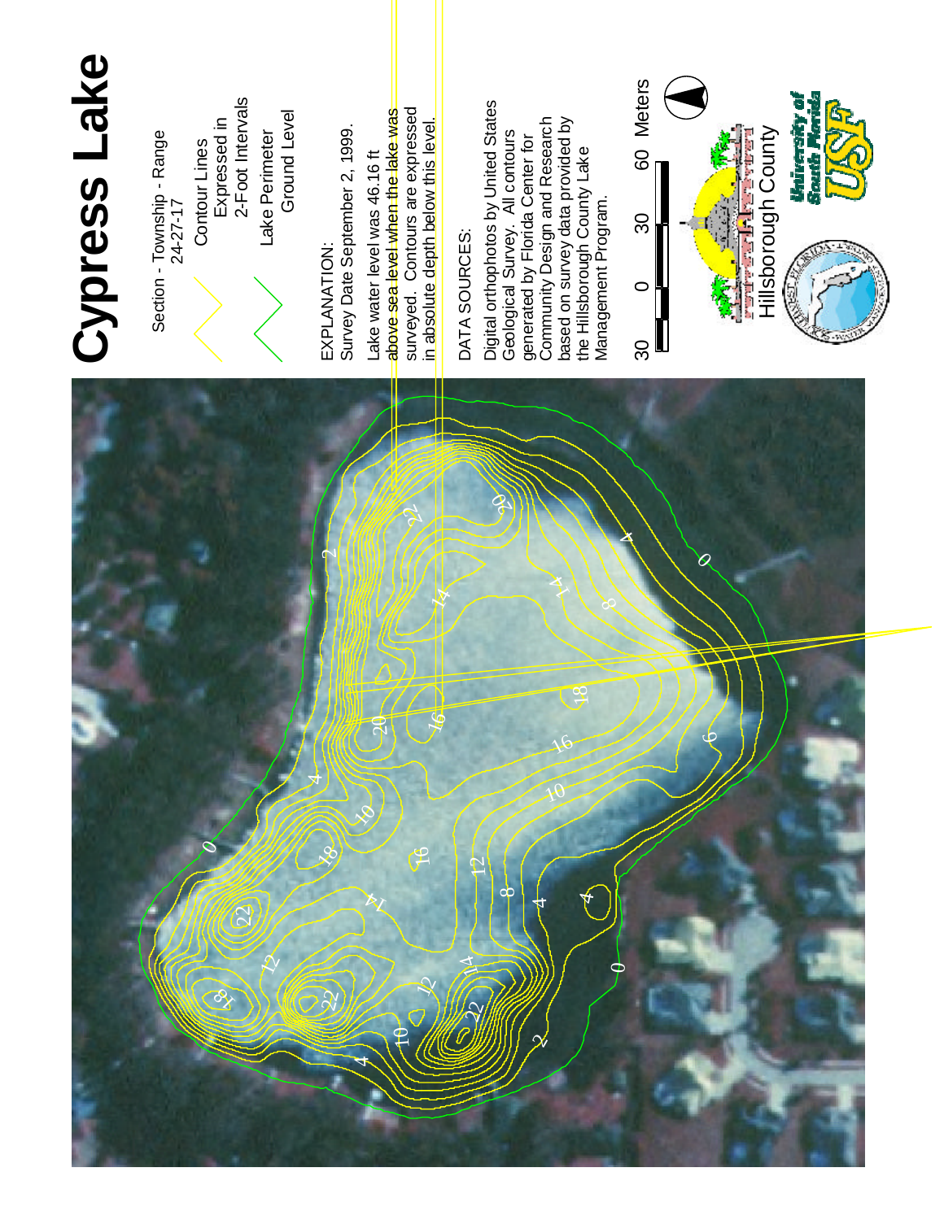# Cypress Lake

Section - Township - Range
24-27-17

Contour Lines
Expressed in
2-Foot Intervals

Lake Perimeter
Ground Level

EXPLANATION:
Survey Date September 2, 1999.

Lake water level was 46.16 ft above sea level when the lake was surveyed. Contours are expressed in absolute depth below this level.

DATA SOURCES:

Digital orthophotos by United States Geological Survey. All contours generated by Florida Center for Community Design and Research based on survey data provided by the Hillsborough County Lake Management Program.

30 0 30 60 Meters

Hillsborough County

University of South Florida USF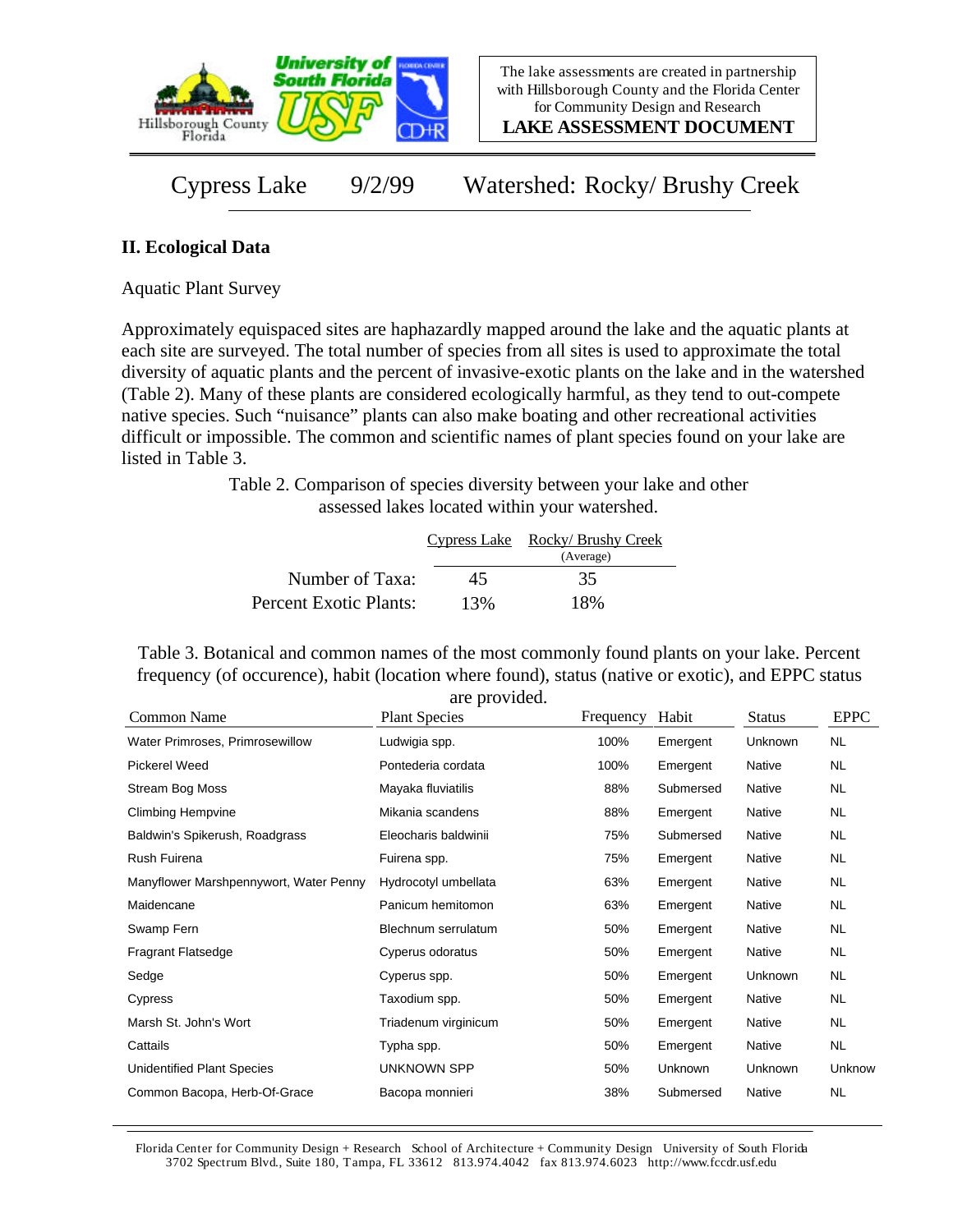Cypress Lake 9/2/99 Watershed: Rocky/ Brushy Creek

## II. Ecological Data

Aquatic Plant Survey

Approximately equispaced sites are haphazardly mapped around the lake and the aquatic plants at each site are surveyed. The total number of species from all sites is used to approximate the total diversity of aquatic plants and the percent of invasive-exotic plants on the lake and in the watershed (Table 2). Many of these plants are considered ecologically harmful, as they tend to out-compete native species. Such "nuisance" plants can also make boating and other recreational activities difficult or impossible. The common and scientific names of plant species found on your lake are listed in Table 3.

Table 2. Comparison of species diversity between your lake and other assessed lakes located within your watershed.

| | Cypress Lake | Rocky/ Brushy Creek (Average) |
|---|---|---|
| Number of Taxa: | 45 | 35 |
| Percent Exotic Plants: | 13% | 18% |

Table 3. Botanical and common names of the most commonly found plants on your lake. Percent frequency (of occurence), habit (location where found), status (native or exotic), and EPPC status are provided.

| Common Name | Plant Species | Frequency | Habit | Status | EPPC |
|---|---|---|---|---|---|
| Water Primroses, Primrosewillow | Ludwigia spp. | 100% | Emergent | Unknown | NL |
| Pickerel Weed | Pontederia cordata | 100% | Emergent | Native | NL |
| Stream Bog Moss | Mayaka fluviatilis | 88% | Submersed | Native | NL |
| Climbing Hempvine | Mikania scandens | 88% | Emergent | Native | NL |
| Baldwin's Spikerush, Roadgrass | Eleocharis baldwinii | 75% | Submersed | Native | NL |
| Rush Fuirena | Fuirena spp. | 75% | Emergent | Native | NL |
| Manyflower Marshpennywort, Water Penny | Hydrocotyl umbellata | 63% | Emergent | Native | NL |
| Maidencane | Panicum hemitomon | 63% | Emergent | Native | NL |
| Swamp Fern | Blechnum serrulatum | 50% | Emergent | Native | NL |
| Fragrant Flatsedge | Cyperus odoratus | 50% | Emergent | Native | NL |
| Sedge | Cyperus spp. | 50% | Emergent | Unknown | NL |
| Cypress | Taxodium spp. | 50% | Emergent | Native | NL |
| Marsh St. John's Wort | Triadenum virginicum | 50% | Emergent | Native | NL |
| Cattails | Typha spp. | 50% | Emergent | Native | NL |
| Unidentified Plant Species | UNKNOWN SPP | 50% | Unknown | Unknown | Unknow |
| Common Bacopa, Herb-Of-Grace | Bacopa monnieri | 38% | Submersed | Native | NL |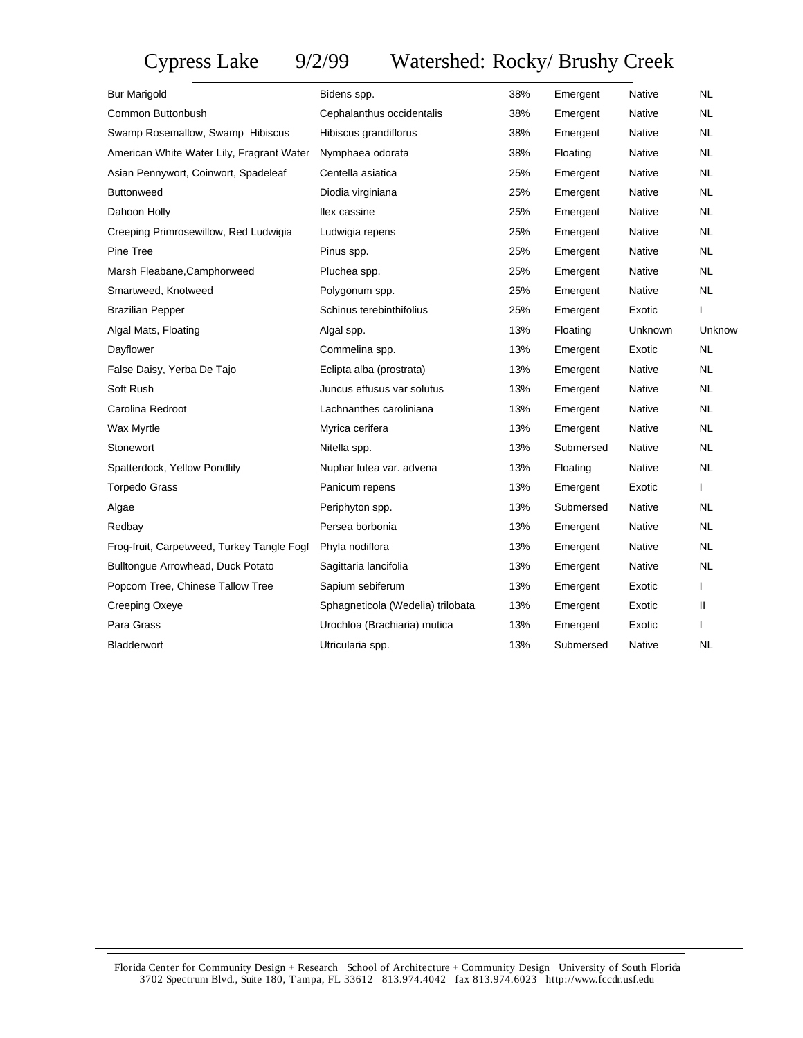# Cypress Lake 9/2/99 Watershed: Rocky/ Brushy Creek

| | | | | | |
|---|---|---|---|---|---|
| Bur Marigold | Bidens spp. | 38% | Emergent | Native | NL |
| Common Buttonbush | Cephalanthus occidentalis | 38% | Emergent | Native | NL |
| Swamp Rosemallow, Swamp Hibiscus | Hibiscus grandiflorus | 38% | Emergent | Native | NL |
| American White Water Lily, Fragrant Water | Nymphaea odorata | 38% | Floating | Native | NL |
| Asian Pennywort, Coinwort, Spadeleaf | Centella asiatica | 25% | Emergent | Native | NL |
| Buttonweed | Diodia virginiana | 25% | Emergent | Native | NL |
| Dahoon Holly | Ilex cassine | 25% | Emergent | Native | NL |
| Creeping Primrosewillow, Red Ludwigia | Ludwigia repens | 25% | Emergent | Native | NL |
| Pine Tree | Pinus spp. | 25% | Emergent | Native | NL |
| Marsh Fleabane,Camphorweed | Pluchea spp. | 25% | Emergent | Native | NL |
| Smartweed, Knotweed | Polygonum spp. | 25% | Emergent | Native | NL |
| Brazilian Pepper | Schinus terebinthifolius | 25% | Emergent | Exotic | I |
| Algal Mats, Floating | Algal spp. | 13% | Floating | Unknown | Unknow |
| Dayflower | Commelina spp. | 13% | Emergent | Exotic | NL |
| False Daisy, Yerba De Tajo | Eclipta alba (prostrata) | 13% | Emergent | Native | NL |
| Soft Rush | Juncus effusus var solutus | 13% | Emergent | Native | NL |
| Carolina Redroot | Lachnanthes caroliniana | 13% | Emergent | Native | NL |
| Wax Myrtle | Myrica cerifera | 13% | Emergent | Native | NL |
| Stonewort | Nitella spp. | 13% | Submersed | Native | NL |
| Spatterdock, Yellow Pondlily | Nuphar lutea var. advena | 13% | Floating | Native | NL |
| Torpedo Grass | Panicum repens | 13% | Emergent | Exotic | I |
| Algae | Periphyton spp. | 13% | Submersed | Native | NL |
| Redbay | Persea borbonia | 13% | Emergent | Native | NL |
| Frog-fruit, Carpetweed, Turkey Tangle Fogf | Phyla nodiflora | 13% | Emergent | Native | NL |
| Bulltongue Arrowhead, Duck Potato | Sagittaria lancifolia | 13% | Emergent | Native | NL |
| Popcorn Tree, Chinese Tallow Tree | Sapium sebiferum | 13% | Emergent | Exotic | I |
| Creeping Oxeye | Sphagneticola (Wedelia) trilobata | 13% | Emergent | Exotic | II |
| Para Grass | Urochloa (Brachiaria) mutica | 13% | Emergent | Exotic | I |
| Bladderwort | Utricularia spp. | 13% | Submersed | Native | NL |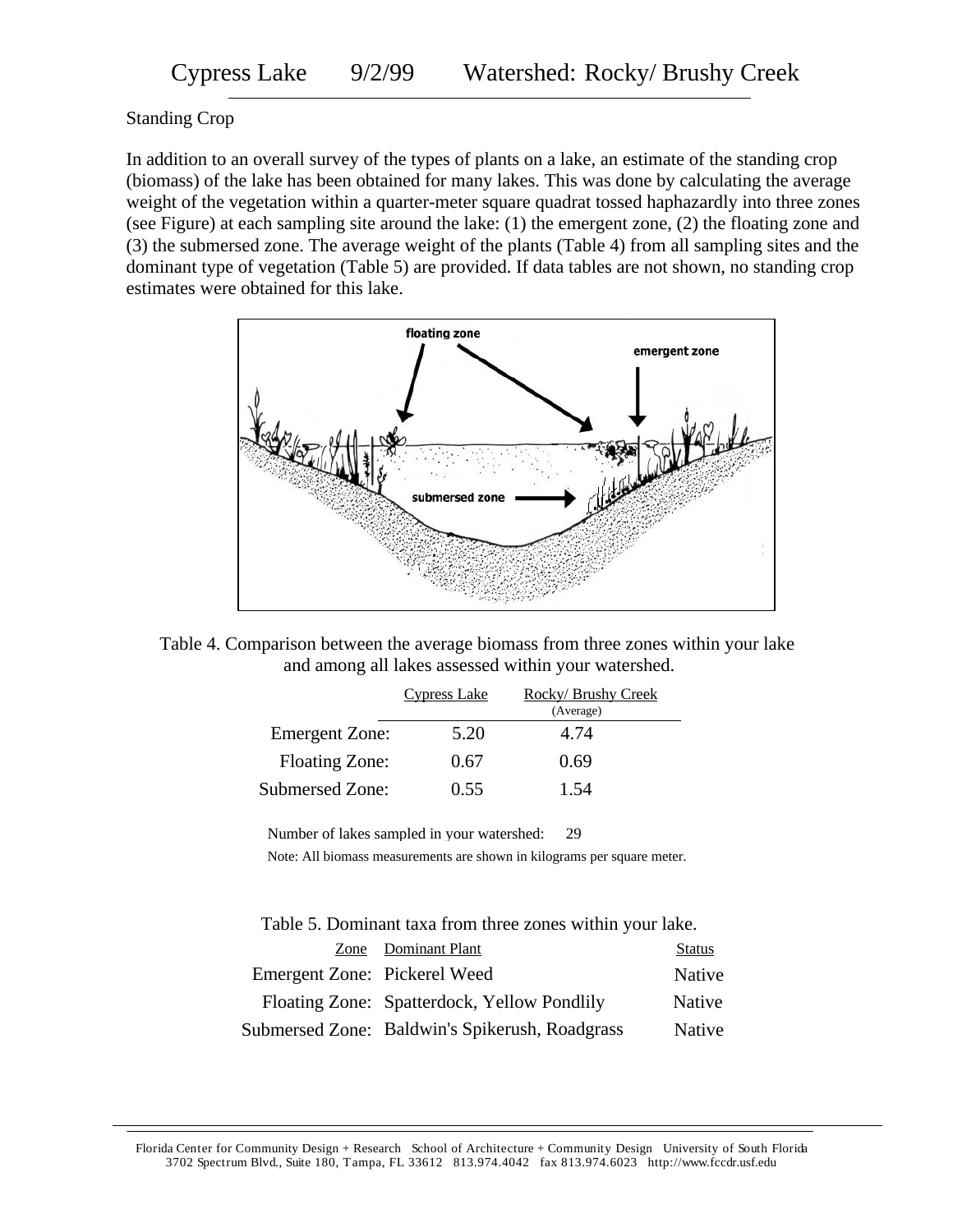# Cypress Lake 9/2/99 Watershed: Rocky/ Brushy Creek

Standing Crop

In addition to an overall survey of the types of plants on a lake, an estimate of the standing crop (biomass) of the lake has been obtained for many lakes. This was done by calculating the average weight of the vegetation within a quarter-meter square quadrat tossed haphazardly into three zones (see Figure) at each sampling site around the lake: (1) the emergent zone, (2) the floating zone and (3) the submersed zone. The average weight of the plants (Table 4) from all sampling sites and the dominant type of vegetation (Table 5) are provided. If data tables are not shown, no standing crop estimates were obtained for this lake.

Table 4. Comparison between the average biomass from three zones within your lake and among all lakes assessed within your watershed.

| | Cypress Lake | Rocky/ Brushy Creek (Average) |
|---|---|---|
| Emergent Zone: | 5.20 | 4.74 |
| Floating Zone: | 0.67 | 0.69 |
| Submersed Zone: | 0.55 | 1.54 |

Number of lakes sampled in your watershed: 29

Note: All biomass measurements are shown in kilograms per square meter.

Table 5. Dominant taxa from three zones within your lake.

| Zone | Dominant Plant | Status |
|---|---|---|
| Emergent Zone: | Pickerel Weed | Native |
| Floating Zone: | Spatterdock, Yellow Pondlily | Native |
| Submersed Zone: | Baldwin's Spikerush, Roadgrass | Native |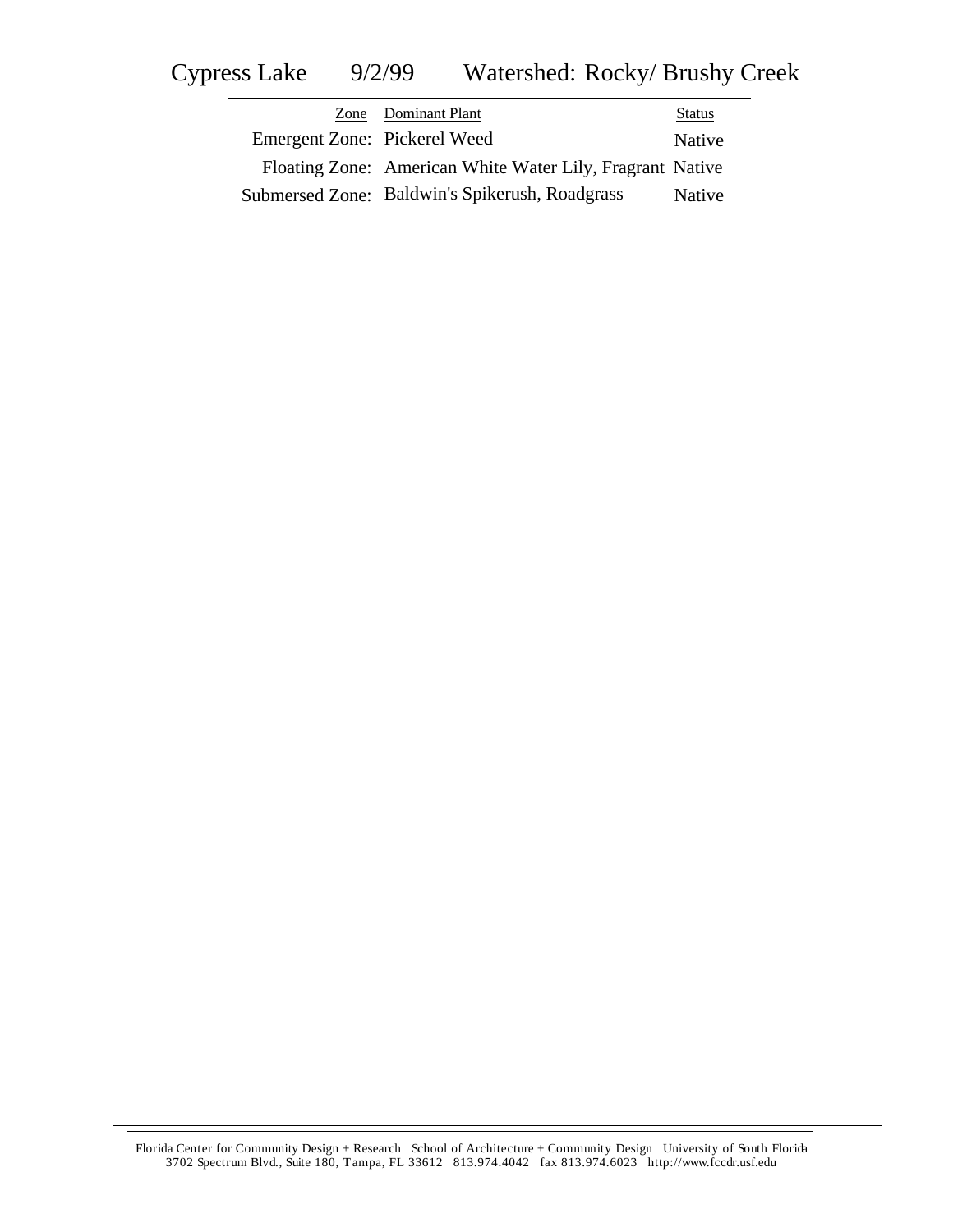# Cypress Lake 9/2/99 Watershed: Rocky/ Brushy Creek

| Zone | Dominant Plant | Status |
|---|---|---|
| Emergent Zone: | Pickerel Weed | Native |
| Floating Zone: | American White Water Lily, Fragrant | Native |
| Submersed Zone: | Baldwin's Spikerush, Roadgrass | Native |

Florida Center for Community Design + Research School of Architecture + Community Design University of South Florida
3702 Spectrum Blvd., Suite 180, Tampa, FL 33612 813.974.4042 fax 813.974.6023 http://www.fccdr.usf.edu